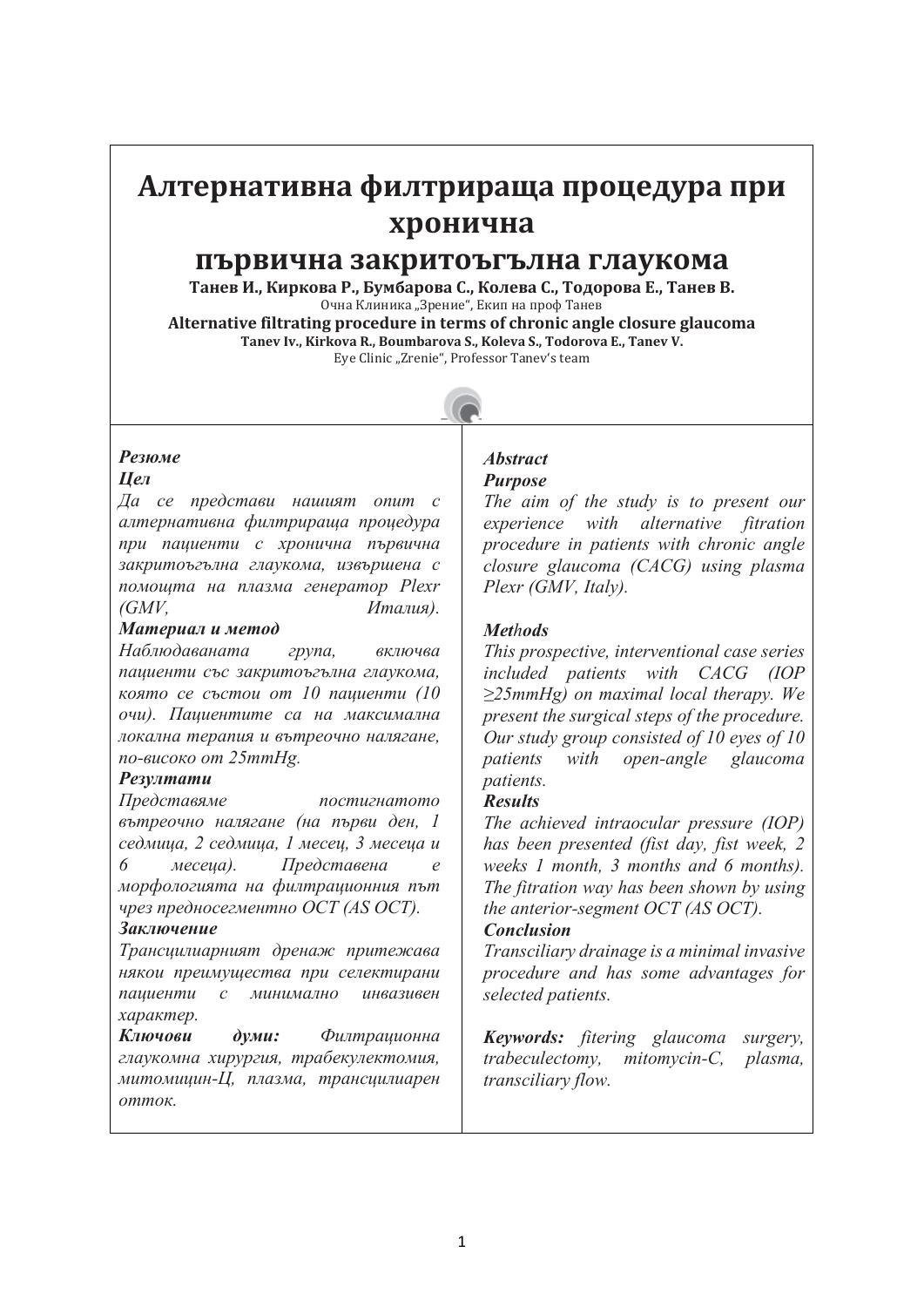# Алтернативна филтрираща процедура при хронична първична закритоъгълна глаукома

**Танев И., Киркова Р., Бумбарова С., Колева С., Тодорова Е., Танев В.**

Очна Клиника „Зрение", Екип на проф Танев

**Alternative filtrating procedure in terms of chronic angle closure glaucoma**

**Tanev Iv., Kirkova R., Boumbarova S., Koleva S., Todorova E., Tanev V.**

Eye Clinic „Zrenie", Professor Tanev's team

***Резюме***

***Цел***

*Да се представи нашият опит с алтернативна филтрираща процедура при пациенти с хронична първична закритоъгълна глаукома, извършена с помощта на плазма генератор Plexr (GMV, Италия).*

***Материал и метод***

*Наблюдаваната група, включва пациенти със закритоъгълна глаукома, която се състои от 10 пациенти (10 очи). Пациентите са на максимална локална терапия и вътреочно налягане, по-високо от 25mmHg.*

***Резултати***

*Представяме постигнатото вътреочно налягане (на първи ден, 1 седмица, 2 седмица, 1 месец, 3 месеца и 6 месеца). Представена е морфологията на филтрационния път чрез предносегментно OCT (AS OCT).*

***Заключение***

*Трансцилиарният дренаж притежава някои преимущества при селектирани пациенти с минимално инвазивен характер.*

***Ключови думи:*** *Филтрационна глаукомна хирургия, трабекулектомия, митомицин-Ц, плазма, трансцилиарен отток.*

***Abstract***

***Purpose***

*The aim of the study is to present our experience with alternative fitration procedure in patients with chronic angle closure glaucoma (CACG) using plasma Plexr (GMV, Italy).*

***Methods***

*This prospective, interventional case series included patients with CACG (IOP ≥25mmHg) on maximal local therapy. We present the surgical steps of the procedure. Our study group consisted of 10 eyes of 10 patients with open-angle glaucoma patients.*

***Results***

*The achieved intraocular pressure (IOP) has been presented (fist day, fist week, 2 weeks 1 month, 3 months and 6 months). The fitration way has been shown by using the anterior-segment OCT (AS OCT).*

***Conclusion***

*Transciliary drainage is a minimal invasive procedure and has some advantages for selected patients.*

***Keywords:*** *fitering glaucoma surgery, trabeculectomy, mitomycin-C, plasma, transciliary flow.*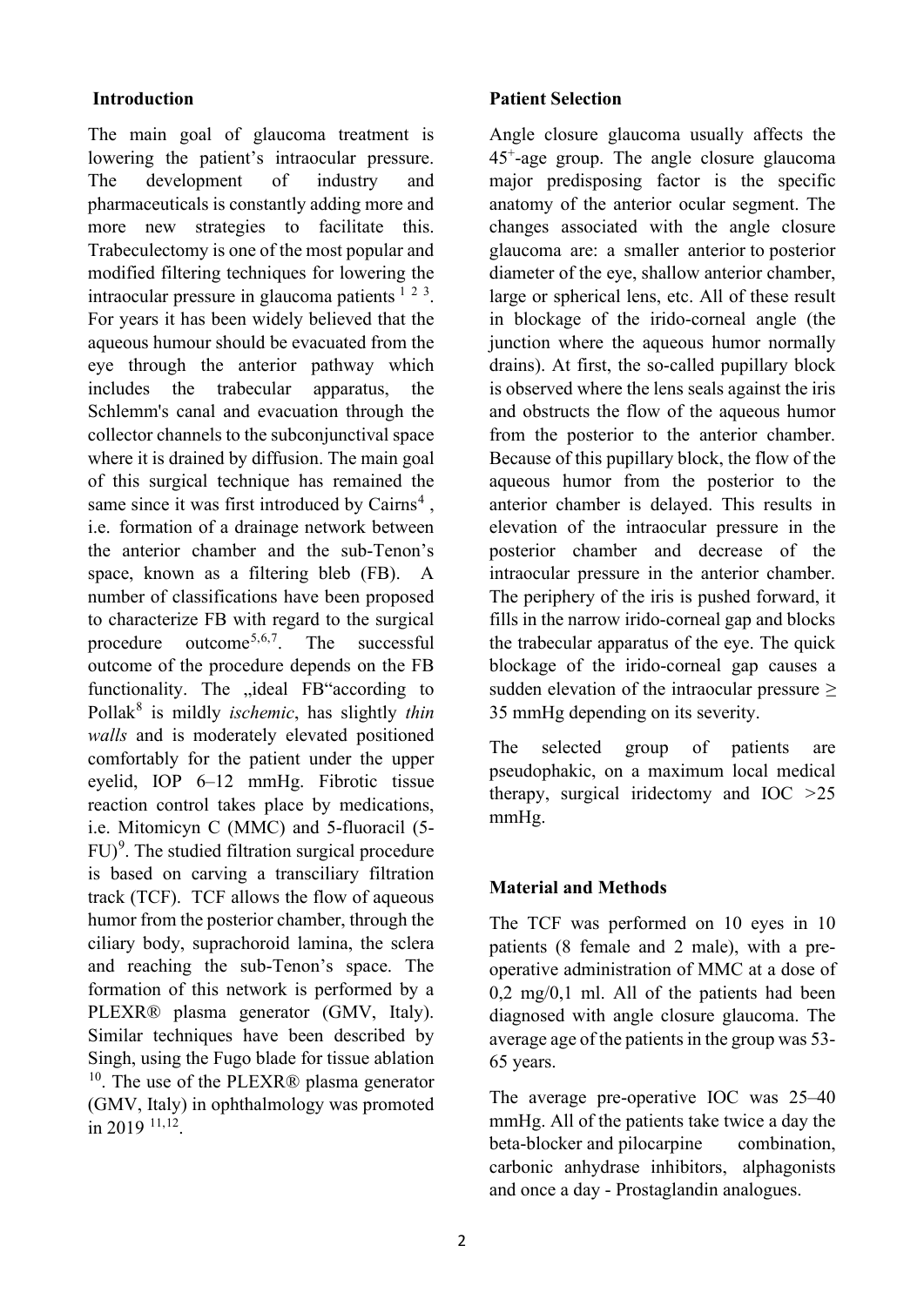## Introduction

The main goal of glaucoma treatment is lowering the patient's intraocular pressure. The development of industry and pharmaceuticals is constantly adding more and more new strategies to facilitate this. Trabeculectomy is one of the most popular and modified filtering techniques for lowering the intraocular pressure in glaucoma patients [1 2 3]. For years it has been widely believed that the aqueous humour should be evacuated from the eye through the anterior pathway which includes the trabecular apparatus, the Schlemm's canal and evacuation through the collector channels to the subconjunctival space where it is drained by diffusion. The main goal of this surgical technique has remained the same since it was first introduced by Cairns[4] , i.e. formation of a drainage network between the anterior chamber and the sub-Tenon's space, known as a filtering bleb (FB). A number of classifications have been proposed to characterize FB with regard to the surgical procedure outcome[5,6,7]. The successful outcome of the procedure depends on the FB functionality. The „ideal FB"according to Pollak[8] is mildly *ischemic*, has slightly *thin walls* and is moderately elevated positioned comfortably for the patient under the upper eyelid, IOP 6–12 mmHg. Fibrotic tissue reaction control takes place by medications, i.e. Mitomicyn C (MMC) and 5-fluoracil (5-FU)[9]. The studied filtration surgical procedure is based on carving a transciliary filtration track (TCF). TCF allows the flow of aqueous humor from the posterior chamber, through the ciliary body, suprachoroid lamina, the sclera and reaching the sub-Tenon's space. The formation of this network is performed by a PLEXR® plasma generator (GMV, Italy). Similar techniques have been described by Singh, using the Fugo blade for tissue ablation [10]. The use of the PLEXR® plasma generator (GMV, Italy) in ophthalmology was promoted in 2019 [11,12].

## Patient Selection

Angle closure glaucoma usually affects the $45^{+}$-age group. The angle closure glaucoma major predisposing factor is the specific anatomy of the anterior ocular segment. The changes associated with the angle closure glaucoma are: a smaller anterior to posterior diameter of the eye, shallow anterior chamber, large or spherical lens, etc. All of these result in blockage of the irido-corneal angle (the junction where the aqueous humor normally drains). At first, the so-called pupillary block is observed where the lens seals against the iris and obstructs the flow of the aqueous humor from the posterior to the anterior chamber. Because of this pupillary block, the flow of the aqueous humor from the posterior to the anterior chamber is delayed. This results in elevation of the intraocular pressure in the posterior chamber and decrease of the intraocular pressure in the anterior chamber. The periphery of the iris is pushed forward, it fills in the narrow irido-corneal gap and blocks the trabecular apparatus of the eye. The quick blockage of the irido-corneal gap causes a sudden elevation of the intraocular pressure $\geq$ 35 mmHg depending on its severity.

The selected group of patients are pseudophakic, on a maximum local medical therapy, surgical iridectomy and IOC >25 mmHg.

## Material and Methods

The TCF was performed on 10 eyes in 10 patients (8 female and 2 male), with a pre-operative administration of MMC at a dose of 0,2 mg/0,1 ml. All of the patients had been diagnosed with angle closure glaucoma. The average age of the patients in the group was 53-65 years.

The average pre-operative IOC was 25–40 mmHg. All of the patients take twice a day the beta-blocker and pilocarpine combination, carbonic anhydrase inhibitors, alphagonists and once a day - Prostaglandin analogues.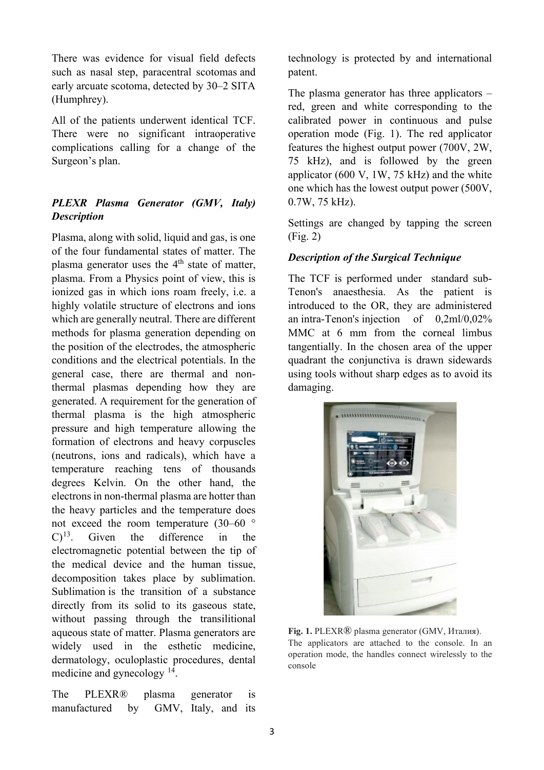There was evidence for visual field defects such as nasal step, paracentral scotomas and early arcuate scotoma, detected by 30–2 SITA (Humphrey).

All of the patients underwent identical TCF. There were no significant intraoperative complications calling for a change of the Surgeon's plan.

### *PLEXR Plasma Generator (GMV, Italy) Description*

Plasma, along with solid, liquid and gas, is one of the four fundamental states of matter. The plasma generator uses the 4th state of matter, plasma. From a Physics point of view, this is ionized gas in which ions roam freely, i.e. a highly volatile structure of electrons and ions which are generally neutral. There are different methods for plasma generation depending on the position of the electrodes, the atmospheric conditions and the electrical potentials. In the general case, there are thermal and non-thermal plasmas depending how they are generated. A requirement for the generation of thermal plasma is the high atmospheric pressure and high temperature allowing the formation of electrons and heavy corpuscles (neutrons, ions and radicals), which have a temperature reaching tens of thousands degrees Kelvin. On the other hand, the electrons in non-thermal plasma are hotter than the heavy particles and the temperature does not exceed the room temperature (30–60 ° C)[13]. Given the difference in the electromagnetic potential between the tip of the medical device and the human tissue, decomposition takes place by sublimation. Sublimation is the transition of a substance directly from its solid to its gaseous state, without passing through the transilitional aqueous state of matter. Plasma generators are widely used in the esthetic medicine, dermatology, oculoplastic procedures, dental medicine and gynecology [14].

The PLEXR® plasma generator is manufactured by GMV, Italy, and its technology is protected by and international patent.

The plasma generator has three applicators – red, green and white corresponding to the calibrated power in continuous and pulse operation mode (Fig. 1). The red applicator features the highest output power (700V, 2W, 75 kHz), and is followed by the green applicator (600 V, 1W, 75 kHz) and the white one which has the lowest output power (500V, 0.7W, 75 kHz).

Settings are changed by tapping the screen (Fig. 2)

### *Description of the Surgical Technique*

The TCF is performed under standard sub-Tenon's anaesthesia. As the patient is introduced to the OR, they are administered an intra-Tenon's injection of 0,2ml/0,02% MMC at 6 mm from the corneal limbus tangentially. In the chosen area of the upper quadrant the conjunctiva is drawn sidewards using tools without sharp edges as to avoid its damaging.

**Fig. 1.** PLEXR® plasma generator (GMV, Италия). The applicators are attached to the console. In an operation mode, the handles connect wirelessly to the console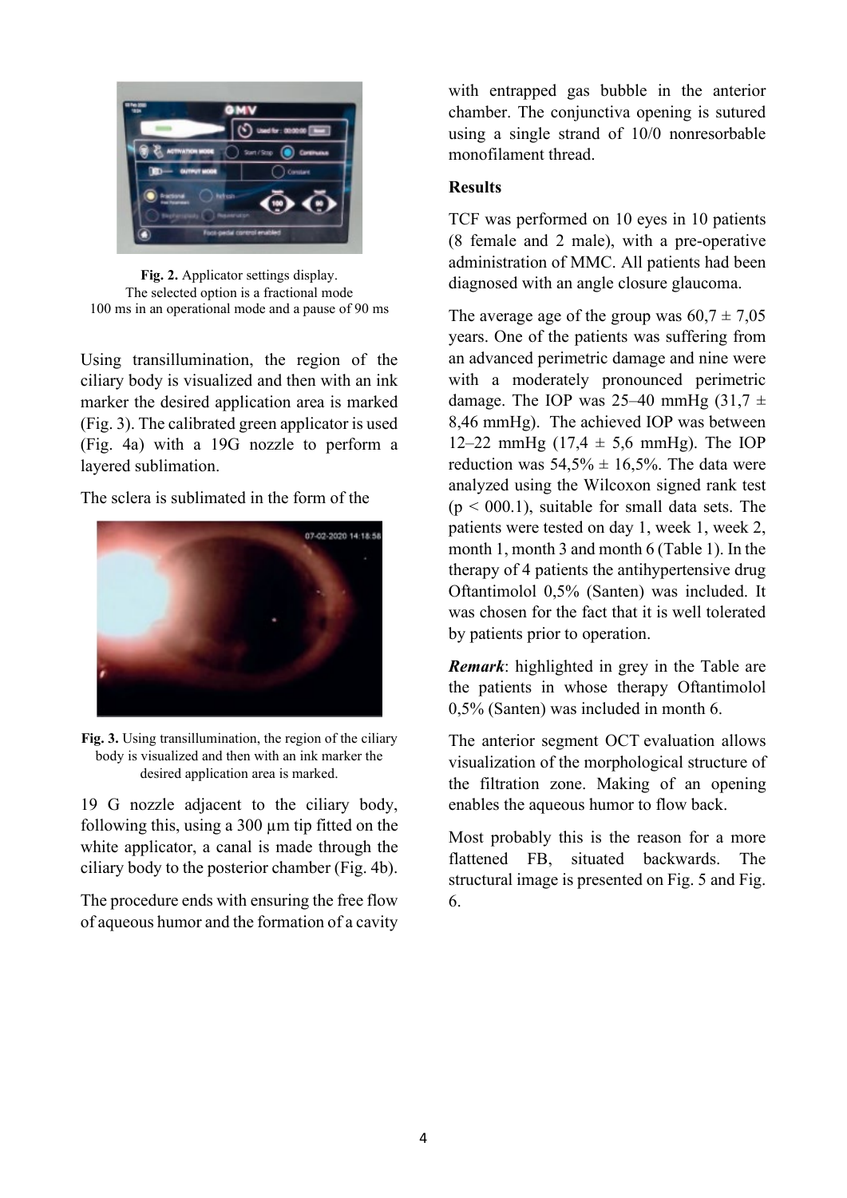**Fig. 2.** Applicator settings display. The selected option is a fractional mode 100 ms in an operational mode and a pause of 90 ms

Using transillumination, the region of the ciliary body is visualized and then with an ink marker the desired application area is marked (Fig. 3). The calibrated green applicator is used (Fig. 4a) with a 19G nozzle to perform a layered sublimation.

The sclera is sublimated in the form of the 19 G nozzle adjacent to the ciliary body, following this, using a 300 µm tip fitted on the white applicator, a canal is made through the ciliary body to the posterior chamber (Fig. 4b).

**Fig. 3.** Using transillumination, the region of the ciliary body is visualized and then with an ink marker the desired application area is marked.

The procedure ends with ensuring the free flow of aqueous humor and the formation of a cavity with entrapped gas bubble in the anterior chamber. The conjunctiva opening is sutured using a single strand of 10/0 nonresorbable monofilament thread.

## Results

TCF was performed on 10 eyes in 10 patients (8 female and 2 male), with a pre-operative administration of MMC. All patients had been diagnosed with an angle closure glaucoma.

The average age of the group was 60,7 ± 7,05 years. One of the patients was suffering from an advanced perimetric damage and nine were with a moderately pronounced perimetric damage. The IOP was 25–40 mmHg (31,7 ± 8,46 mmHg). The achieved IOP was between 12–22 mmHg (17,4 ± 5,6 mmHg). The IOP reduction was 54,5% ± 16,5%. The data were analyzed using the Wilcoxon signed rank test ($p < 000.1$), suitable for small data sets. The patients were tested on day 1, week 1, week 2, month 1, month 3 and month 6 (Table 1). In the therapy of 4 patients the antihypertensive drug Oftantimolol 0,5% (Santen) was included. It was chosen for the fact that it is well tolerated by patients prior to operation.

***Remark***: highlighted in grey in the Table are the patients in whose therapy Oftantimolol 0,5% (Santen) was included in month 6.

The anterior segment OCT evaluation allows visualization of the morphological structure of the filtration zone. Making of an opening enables the aqueous humor to flow back.

Most probably this is the reason for a more flattened FB, situated backwards. The structural image is presented on Fig. 5 and Fig. 6.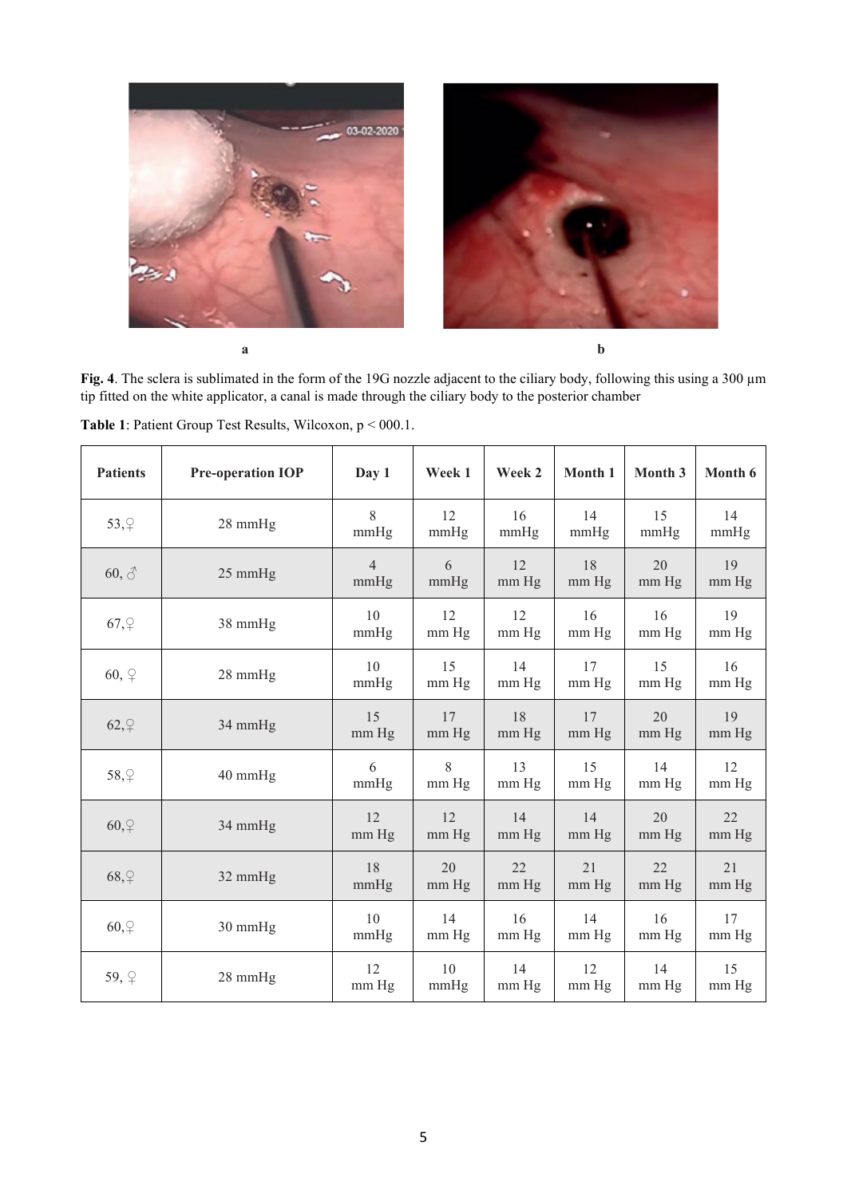a

b

**Fig. 4**. The sclera is sublimated in the form of the 19G nozzle adjacent to the ciliary body, following this using a 300 µm tip fitted on the white applicator, a canal is made through the ciliary body to the posterior chamber

**Table 1**: Patient Group Test Results, Wilcoxon, p < 000.1.

| Patients | Pre-operation IOP | Day 1 | Week 1 | Week 2 | Month 1 | Month 3 | Month 6 |
|---|---|---|---|---|---|---|---|
| 53,♀ | 28 mmHg | 8 mmHg | 12 mmHg | 16 mmHg | 14 mmHg | 15 mmHg | 14 mmHg |
| 60, ♂ | 25 mmHg | 4 mmHg | 6 mmHg | 12 mm Hg | 18 mm Hg | 20 mm Hg | 19 mm Hg |
| 67,♀ | 38 mmHg | 10 mmHg | 12 mm Hg | 12 mm Hg | 16 mm Hg | 16 mm Hg | 19 mm Hg |
| 60, ♀ | 28 mmHg | 10 mmHg | 15 mm Hg | 14 mm Hg | 17 mm Hg | 15 mm Hg | 16 mm Hg |
| 62,♀ | 34 mmHg | 15 mm Hg | 17 mm Hg | 18 mm Hg | 17 mm Hg | 20 mm Hg | 19 mm Hg |
| 58,♀ | 40 mmHg | 6 mmHg | 8 mm Hg | 13 mm Hg | 15 mm Hg | 14 mm Hg | 12 mm Hg |
| 60,♀ | 34 mmHg | 12 mm Hg | 12 mm Hg | 14 mm Hg | 14 mm Hg | 20 mm Hg | 22 mm Hg |
| 68,♀ | 32 mmHg | 18 mmHg | 20 mm Hg | 22 mm Hg | 21 mm Hg | 22 mm Hg | 21 mm Hg |
| 60,♀ | 30 mmHg | 10 mmHg | 14 mm Hg | 16 mm Hg | 14 mm Hg | 16 mm Hg | 17 mm Hg |
| 59, ♀ | 28 mmHg | 12 mm Hg | 10 mmHg | 14 mm Hg | 12 mm Hg | 14 mm Hg | 15 mm Hg |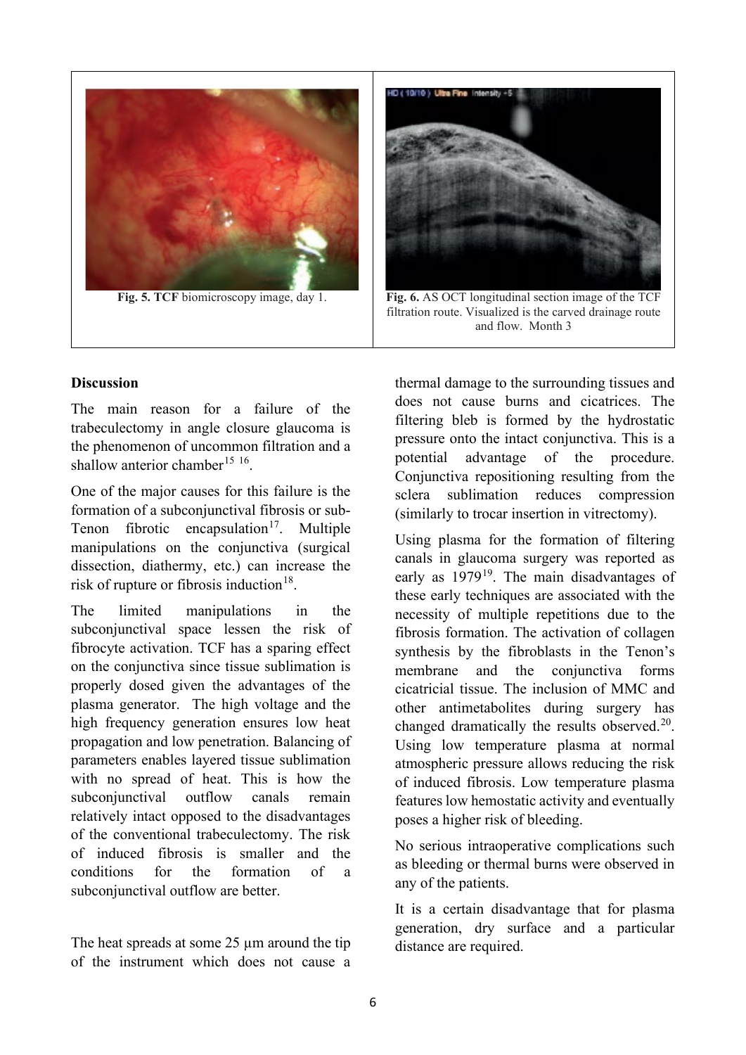**Fig. 5. TCF** biomicroscopy image, day 1.

**Fig. 6.** AS OCT longitudinal section image of the TCF filtration route. Visualized is the carved drainage route and flow. Month 3

**Discussion**

The main reason for a failure of the trabeculectomy in angle closure glaucoma is the phenomenon of uncommon filtration and a shallow anterior chamber[15, 16].

One of the major causes for this failure is the formation of a subconjunctival fibrosis or sub-Tenon fibrotic encapsulation[17]. Multiple manipulations on the conjunctiva (surgical dissection, diathermy, etc.) can increase the risk of rupture or fibrosis induction[18].

The limited manipulations in the subconjunctival space lessen the risk of fibrocyte activation. TCF has a sparing effect on the conjunctiva since tissue sublimation is properly dosed given the advantages of the plasma generator. The high voltage and the high frequency generation ensures low heat propagation and low penetration. Balancing of parameters enables layered tissue sublimation with no spread of heat. This is how the subconjunctival outflow canals remain relatively intact opposed to the disadvantages of the conventional trabeculectomy. The risk of induced fibrosis is smaller and the conditions for the formation of a subconjunctival outflow are better.

The heat spreads at some 25 µm around the tip of the instrument which does not cause a thermal damage to the surrounding tissues and does not cause burns and cicatrices. The filtering bleb is formed by the hydrostatic pressure onto the intact conjunctiva. This is a potential advantage of the procedure. Conjunctiva repositioning resulting from the sclera sublimation reduces compression (similarly to trocar insertion in vitrectomy).

Using plasma for the formation of filtering canals in glaucoma surgery was reported as early as 1979[19]. The main disadvantages of these techniques are associated with the necessity of multiple repetitions due to the fibrosis formation. The activation of collagen synthesis by the fibroblasts in the Tenon's membrane and the conjunctiva forms cicatricial tissue. The inclusion of MMC and other antimetabolites during surgery has changed dramatically the results observed.[20]. Using low temperature plasma at normal atmospheric pressure allows reducing the risk of induced fibrosis. Low temperature plasma features low hemostatic activity and eventually poses a higher risk of bleeding.

No serious intraoperative complications such as bleeding or thermal burns were observed in any of the patients.

It is a certain disadvantage that for plasma generation, dry surface and a particular distance are required.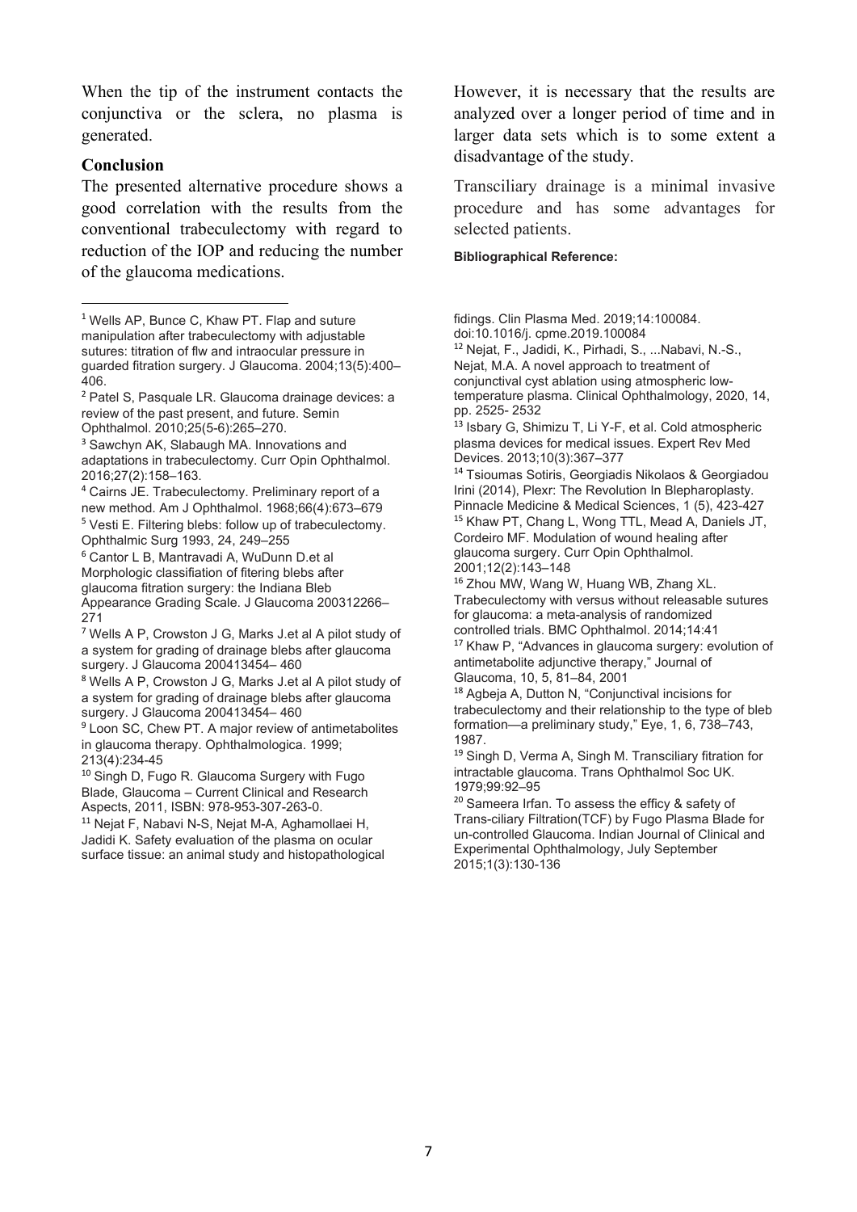When the tip of the instrument contacts the conjunctiva or the sclera, no plasma is generated.

**Conclusion**

The presented alternative procedure shows a good correlation with the results from the conventional trabeculectomy with regard to reduction of the IOP and reducing the number of the glaucoma medications.

However, it is necessary that the results are analyzed over a longer period of time and in larger data sets which is to some extent a disadvantage of the study.

Transciliary drainage is a minimal invasive procedure and has some advantages for selected patients.

**Bibliographical Reference:**

[1] Wells AP, Bunce C, Khaw PT. Flap and suture manipulation after trabeculectomy with adjustable sutures: titration of flw and intraocular pressure in guarded fitration surgery. J Glaucoma. 2004;13(5):400–406.

[2] Patel S, Pasquale LR. Glaucoma drainage devices: a review of the past present, and future. Semin Ophthalmol. 2010;25(5-6):265–270.

[3] Sawchyn AK, Slabaugh MA. Innovations and adaptations in trabeculectomy. Curr Opin Ophthalmol. 2016;27(2):158–163.

[4] Cairns JE. Trabeculectomy. Preliminary report of a new method. Am J Ophthalmol. 1968;66(4):673–679

[5] Vesti E. Filtering blebs: follow up of trabeculectomy. Ophthalmic Surg 1993, 24, 249–255

[6] Cantor L B, Mantravadi A, WuDunn D.et al Morphologic classifiation of fitering blebs after glaucoma fitration surgery: the Indiana Bleb Appearance Grading Scale. J Glaucoma 200312266–271

[7] Wells A P, Crowston J G, Marks J.et al A pilot study of a system for grading of drainage blebs after glaucoma surgery. J Glaucoma 200413454– 460

[8] Wells A P, Crowston J G, Marks J.et al A pilot study of a system for grading of drainage blebs after glaucoma surgery. J Glaucoma 200413454– 460

[9] Loon SC, Chew PT. A major review of antimetabolites in glaucoma therapy. Ophthalmologica. 1999; 213(4):234-45

[10] Singh D, Fugo R. Glaucoma Surgery with Fugo Blade, Glaucoma – Current Clinical and Research Aspects, 2011, ISBN: 978-953-307-263-0.

[11] Nejat F, Nabavi N-S, Nejat M-A, Aghamollaei H, Jadidi K. Safety evaluation of the plasma on ocular surface tissue: an animal study and histopathological findings. Clin Plasma Med. 2019;14:100084. doi:10.1016/j. cpme.2019.100084

[12] Nejat, F., Jadidi, K., Pirhadi, S., ...Nabavi, N.-S., Nejat, M.A. A novel approach to treatment of conjunctival cyst ablation using atmospheric low-temperature plasma. Clinical Ophthalmology, 2020, 14, pp. 2525- 2532

[13] Isbary G, Shimizu T, Li Y-F, et al. Cold atmospheric plasma devices for medical issues. Expert Rev Med Devices. 2013;10(3):367–377

[14] Tsioumas Sotiris, Georgiadis Nikolaos & Georgiadou Irini (2014), Plexr: The Revolution In Blepharoplasty. Pinnacle Medicine & Medical Sciences, 1 (5), 423-427

[15] Khaw PT, Chang L, Wong TTL, Mead A, Daniels JT, Cordeiro MF. Modulation of wound healing after glaucoma surgery. Curr Opin Ophthalmol. 2001;12(2):143–148

[16] Zhou MW, Wang W, Huang WB, Zhang XL. Trabeculectomy with versus without releasable sutures for glaucoma: a meta-analysis of randomized controlled trials. BMC Ophthalmol. 2014;14:41

[17] Khaw P, "Advances in glaucoma surgery: evolution of antimetabolite adjunctive therapy," Journal of Glaucoma, 10, 5, 81–84, 2001

[18] Agbeja A, Dutton N, "Conjunctival incisions for trabeculectomy and their relationship to the type of bleb formation—a preliminary study," Eye, 1, 6, 738–743, 1987.

[19] Singh D, Verma A, Singh M. Transciliary fitration for intractable glaucoma. Trans Ophthalmol Soc UK. 1979;99:92–95

[20] Sameera Irfan. To assess the efficy & safety of Trans-ciliary Filtration(TCF) by Fugo Plasma Blade for un-controlled Glaucoma. Indian Journal of Clinical and Experimental Ophthalmology, July September 2015;1(3):130-136